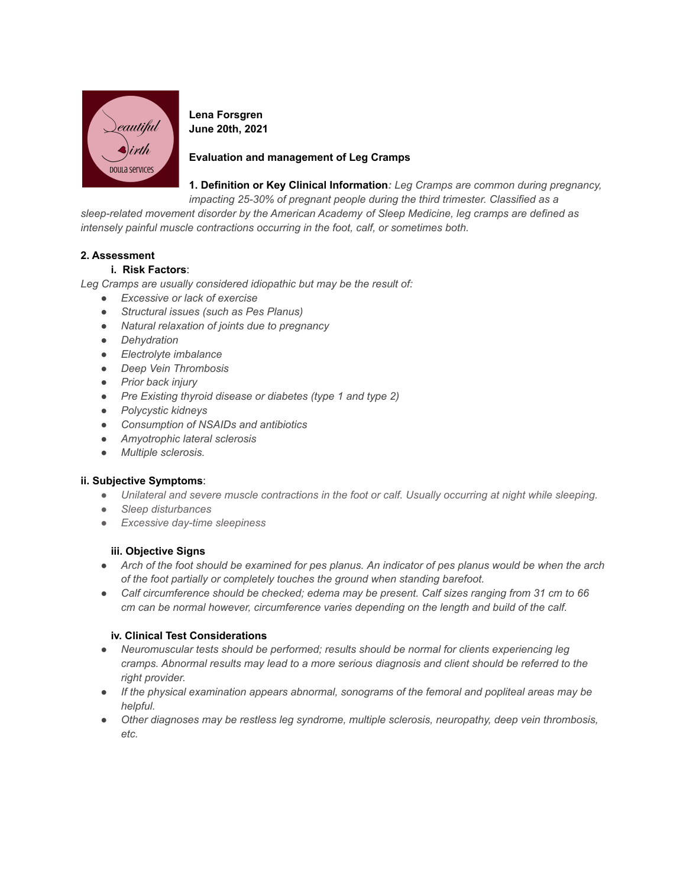**Lena Forsgren**
**June 20th, 2021**

**Evaluation and management of Leg Cramps**

**1. Definition or Key Clinical Information***: Leg Cramps are common during pregnancy, impacting 25-30% of pregnant people during the third trimester. Classified as a sleep-related movement disorder by the American Academy of Sleep Medicine, leg cramps are defined as intensely painful muscle contractions occurring in the foot, calf, or sometimes both.*

**2. Assessment**

**i. Risk Factors**:

*Leg Cramps are usually considered idiopathic but may be the result of:*

- *Excessive or lack of exercise*
- *Structural issues (such as Pes Planus)*
- *Natural relaxation of joints due to pregnancy*
- *Dehydration*
- *Electrolyte imbalance*
- *Deep Vein Thrombosis*
- *Prior back injury*
- *Pre Existing thyroid disease or diabetes (type 1 and type 2)*
- *Polycystic kidneys*
- *Consumption of NSAIDs and antibiotics*
- *Amyotrophic lateral sclerosis*
- *Multiple sclerosis.*

**ii. Subjective Symptoms**:

- *Unilateral and severe muscle contractions in the foot or calf. Usually occurring at night while sleeping.*
- *Sleep disturbances*
- *Excessive day-time sleepiness*

**iii. Objective Signs**

- *Arch of the foot should be examined for pes planus. An indicator of pes planus would be when the arch of the foot partially or completely touches the ground when standing barefoot.*
- *Calf circumference should be checked; edema may be present. Calf sizes ranging from 31 cm to 66 cm can be normal however, circumference varies depending on the length and build of the calf.*

**iv. Clinical Test Considerations**

- *Neuromuscular tests should be performed; results should be normal for clients experiencing leg cramps. Abnormal results may lead to a more serious diagnosis and client should be referred to the right provider.*
- *If the physical examination appears abnormal, sonograms of the femoral and popliteal areas may be helpful.*
- *Other diagnoses may be restless leg syndrome, multiple sclerosis, neuropathy, deep vein thrombosis, etc.*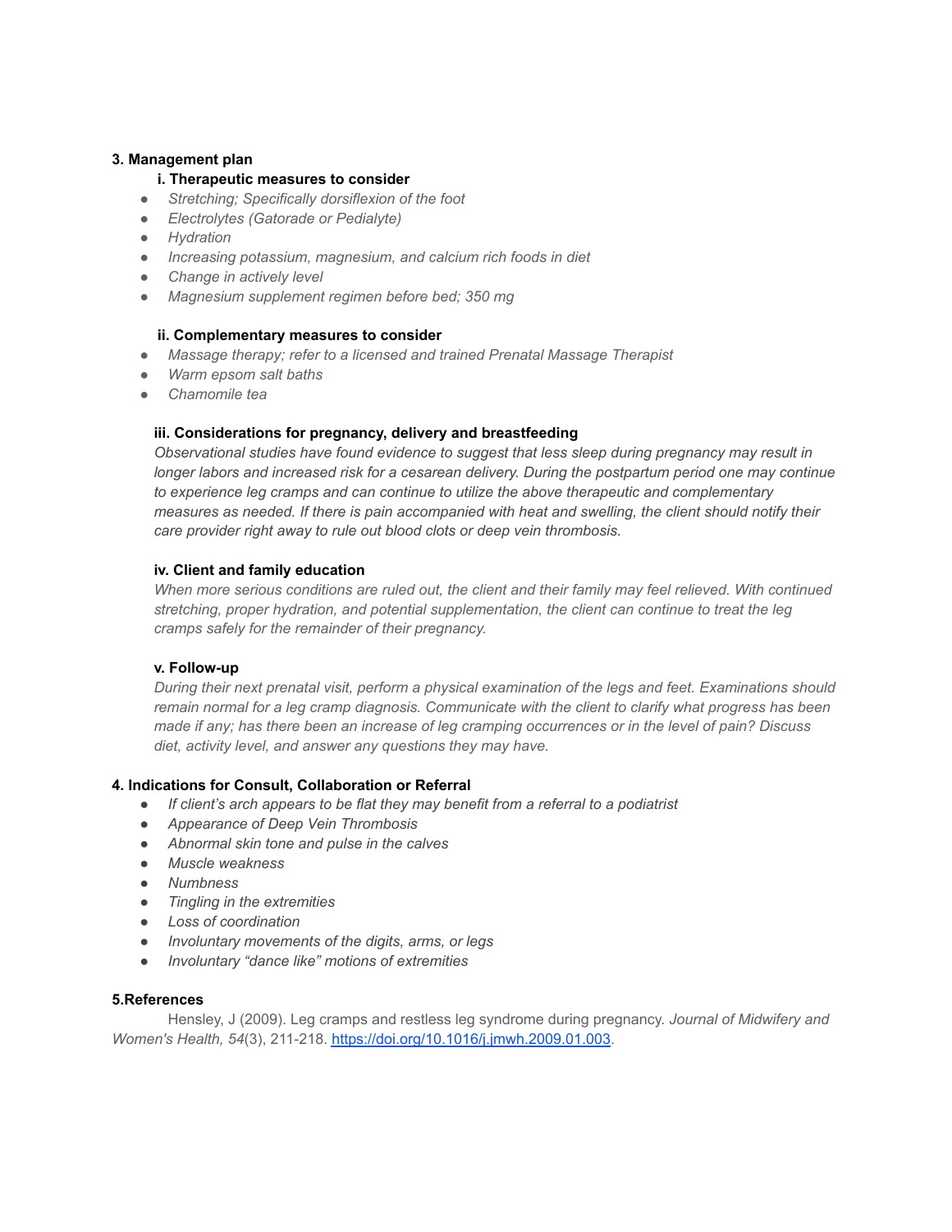### 3. Management plan

#### i. Therapeutic measures to consider

- *Stretching; Specifically dorsiflexion of the foot*
- *Electrolytes (Gatorade or Pedialyte)*
- *Hydration*
- *Increasing potassium, magnesium, and calcium rich foods in diet*
- *Change in actively level*
- *Magnesium supplement regimen before bed; 350 mg*

#### ii. Complementary measures to consider

- *Massage therapy; refer to a licensed and trained Prenatal Massage Therapist*
- *Warm epsom salt baths*
- *Chamomile tea*

#### iii. Considerations for pregnancy, delivery and breastfeeding

*Observational studies have found evidence to suggest that less sleep during pregnancy may result in longer labors and increased risk for a cesarean delivery. During the postpartum period one may continue to experience leg cramps and can continue to utilize the above therapeutic and complementary measures as needed. If there is pain accompanied with heat and swelling, the client should notify their care provider right away to rule out blood clots or deep vein thrombosis.*

#### iv. Client and family education

*When more serious conditions are ruled out, the client and their family may feel relieved. With continued stretching, proper hydration, and potential supplementation, the client can continue to treat the leg cramps safely for the remainder of their pregnancy.*

#### v. Follow-up

*During their next prenatal visit, perform a physical examination of the legs and feet. Examinations should remain normal for a leg cramp diagnosis. Communicate with the client to clarify what progress has been made if any; has there been an increase of leg cramping occurrences or in the level of pain? Discuss diet, activity level, and answer any questions they may have.*

### 4. Indications for Consult, Collaboration or Referral

- *If client's arch appears to be flat they may benefit from a referral to a podiatrist*
- *Appearance of Deep Vein Thrombosis*
- *Abnormal skin tone and pulse in the calves*
- *Muscle weakness*
- *Numbness*
- *Tingling in the extremities*
- *Loss of coordination*
- *Involuntary movements of the digits, arms, or legs*
- *Involuntary "dance like" motions of extremities*

### 5.References

Hensley, J (2009). Leg cramps and restless leg syndrome during pregnancy. *Journal of Midwifery and Women's Health, 54*(3), 211-218. [https://doi.org/10.1016/j.jmwh.2009.01.003](https://doi.org/10.1016/j.jmwh.2009.01.003).